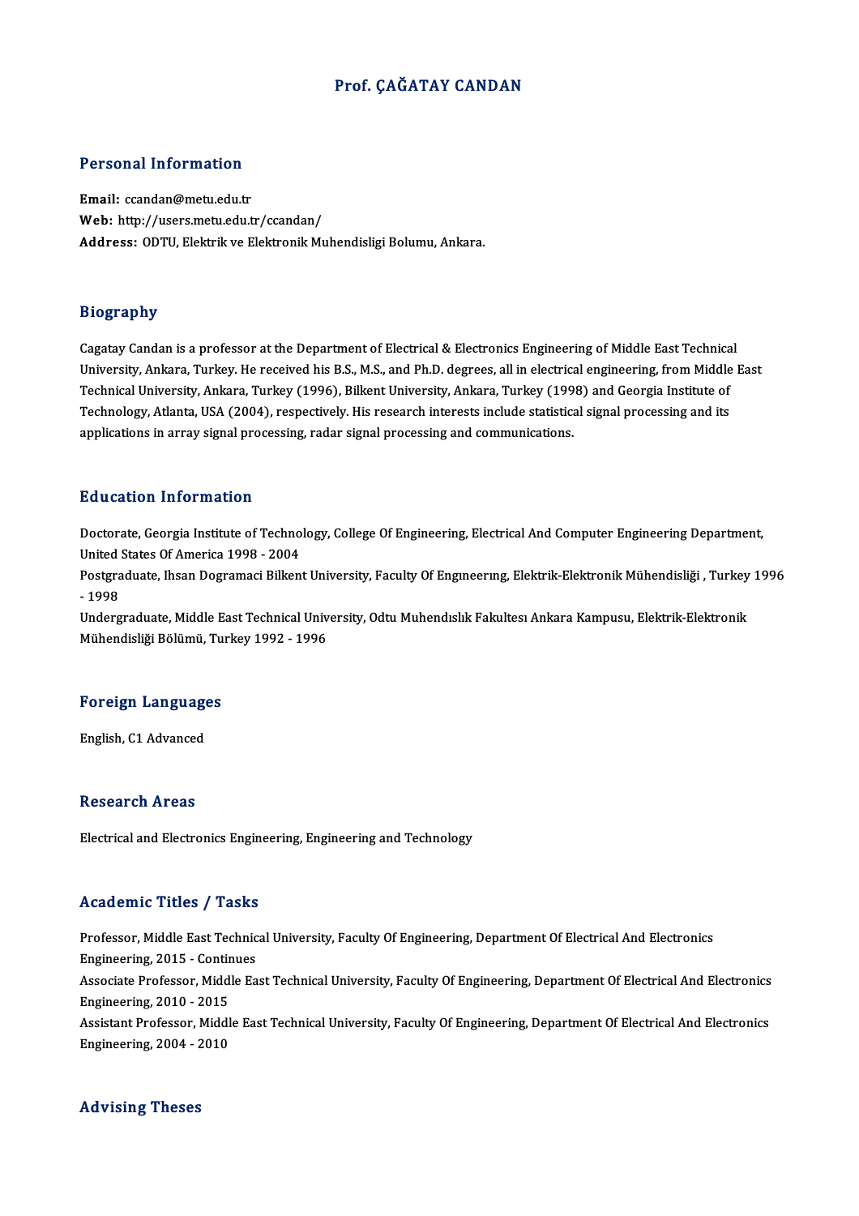# Prof. ÇAĞATAY CANDAN

## Personal Information

**Email:** ccandan@metu.edu.tr
**Web:** http://users.metu.edu.tr/ccandan/
**Address:** ODTU, Elektrik ve Elektronik Muhendisligi Bolumu, Ankara.

## Biography

Cagatay Candan is a professor at the Department of Electrical & Electronics Engineering of Middle East Technical University, Ankara, Turkey. He received his B.S., M.S., and Ph.D. degrees, all in electrical engineering, from Middle East Technical University, Ankara, Turkey (1996), Bilkent University, Ankara, Turkey (1998) and Georgia Institute of Technology, Atlanta, USA (2004), respectively. His research interests include statistical signal processing and its applications in array signal processing, radar signal processing and communications.

## Education Information

Doctorate, Georgia Institute of Technology, College Of Engineering, Electrical And Computer Engineering Department, United States Of America 1998 - 2004

Postgraduate, Ihsan Dogramaci Bilkent University, Faculty Of Engıneerıng, Elektrik-Elektronik Mühendisliği , Turkey 1996 - 1998

Undergraduate, Middle East Technical University, Odtu Muhendıslık Fakultesı Ankara Kampusu, Elektrik-Elektronik Mühendisliği Bölümü, Turkey 1992 - 1996

## Foreign Languages

English, C1 Advanced

## Research Areas

Electrical and Electronics Engineering, Engineering and Technology

## Academic Titles / Tasks

Professor, Middle East Technical University, Faculty Of Engineering, Department Of Electrical And Electronics Engineering, 2015 - Continues

Associate Professor, Middle East Technical University, Faculty Of Engineering, Department Of Electrical And Electronics Engineering, 2010 - 2015

Assistant Professor, Middle East Technical University, Faculty Of Engineering, Department Of Electrical And Electronics Engineering, 2004 - 2010

## Advising Theses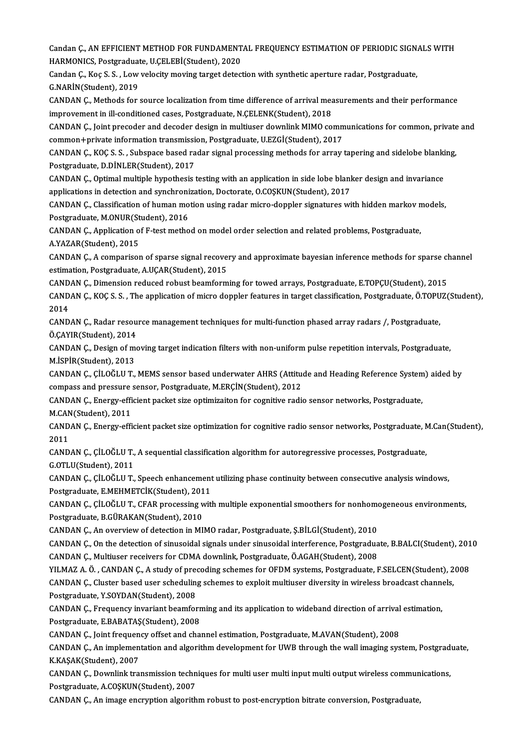Candan Ç., AN EFFICIENT METHOD FOR FUNDAMENTAL FREQUENCY ESTIMATION OF PERIODIC SIGNALS WITH HARMONICS, Postgraduate, U.ÇELEBİ(Student), 2020

Candan Ç., Koç S. S. , Low velocity moving target detection with synthetic aperture radar, Postgraduate, G.NARİN(Student), 2019

CANDAN Ç., Methods for source localization from time difference of arrival measurements and their performance improvement in ill-conditioned cases, Postgraduate, N.ÇELENK(Student), 2018

CANDAN Ç., Joint precoder and decoder design in multiuser downlink MIMO communications for common, private and common+private information transmission, Postgraduate, U.EZGİ(Student), 2017

CANDAN Ç., KOÇ S. S. , Subspace based radar signal processing methods for array tapering and sidelobe blanking, Postgraduate, D.DİNLER(Student), 2017

CANDAN Ç., Optimal multiple hypothesis testing with an application in side lobe blanker design and invariance applications in detection and synchronization, Doctorate, O.COŞKUN(Student), 2017

CANDAN Ç., Classification of human motion using radar micro-doppler signatures with hidden markov models, Postgraduate, M.ONUR(Student), 2016

CANDAN Ç., Application of F-test method on model order selection and related problems, Postgraduate, A.YAZAR(Student), 2015

CANDAN Ç., A comparison of sparse signal recovery and approximate bayesian inference methods for sparse channel estimation, Postgraduate, A.UÇAR(Student), 2015

CANDAN Ç., Dimension reduced robust beamforming for towed arrays, Postgraduate, E.TOPÇU(Student), 2015

CANDAN Ç., KOÇ S. S. , The application of micro doppler features in target classification, Postgraduate, Ö.TOPUZ(Student), 2014

CANDAN Ç., Radar resource management techniques for multi-function phased array radars /, Postgraduate, Ö.ÇAYIR(Student), 2014

CANDAN Ç., Design of moving target indication filters with non-uniform pulse repetition intervals, Postgraduate, M.İSPİR(Student), 2013

CANDAN Ç., ÇİLOĞLU T., MEMS sensor based underwater AHRS (Attitude and Heading Reference System) aided by compass and pressure sensor, Postgraduate, M.ERÇİN(Student), 2012

CANDAN Ç., Energy-efficient packet size optimizaiton for cognitive radio sensor networks, Postgraduate, M.CAN(Student), 2011

CANDAN Ç., Energy-efficient packet size optimization for cognitive radio sensor networks, Postgraduate, M.Can(Student), 2011

CANDAN Ç., ÇİLOĞLU T., A sequential classification algorithm for autoregressive processes, Postgraduate, G.OTLU(Student), 2011

CANDAN Ç., ÇİLOĞLU T., Speech enhancement utilizing phase continuity between consecutive analysis windows, Postgraduate, E.MEHMETCİK(Student), 2011

CANDAN Ç., ÇİLOĞLU T., CFAR processing with multiple exponential smoothers for nonhomogeneous environments, Postgraduate, B.GÜRAKAN(Student), 2010

CANDAN Ç., An overview of detection in MIMO radar, Postgraduate, Ş.BİLGİ(Student), 2010

CANDAN Ç., On the detection of sinusoidal signals under sinusoidal interference, Postgraduate, B.BALCI(Student), 2010

CANDAN Ç., Multiuser receivers for CDMA downlink, Postgraduate, Ö.AGAH(Student), 2008

YILMAZ A. Ö. , CANDAN Ç., A study of precoding schemes for OFDM systems, Postgraduate, F.SELCEN(Student), 2008

CANDAN Ç., Cluster based user scheduling schemes to exploit multiuser diversity in wireless broadcast channels, Postgraduate, Y.SOYDAN(Student), 2008

CANDAN Ç., Frequency invariant beamforming and its application to wideband direction of arrival estimation, Postgraduate, E.BABATAŞ(Student), 2008

CANDAN Ç., Joint frequency offset and channel estimation, Postgraduate, M.AVAN(Student), 2008

CANDAN Ç., An implementation and algorithm development for UWB through the wall imaging system, Postgraduate, K.KAŞAK(Student), 2007

CANDAN Ç., Downlink transmission techniques for multi user multi input multi output wireless communications, Postgraduate, A.COŞKUN(Student), 2007

CANDAN Ç., An image encryption algorithm robust to post-encryption bitrate conversion, Postgraduate,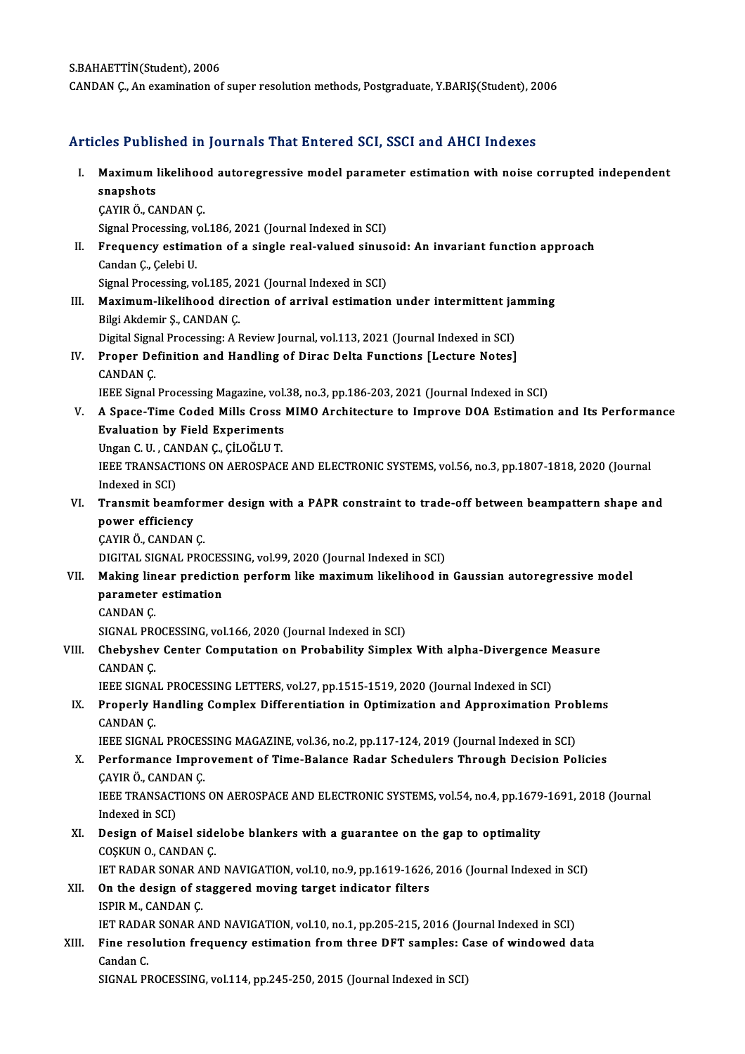S.BAHAETTİN(Student), 2006

CANDAN Ç., An examination of super resolution methods, Postgraduate, Y.BARIŞ(Student), 2006

## Articles Published in Journals That Entered SCI, SSCI and AHCI Indexes

I. **Maximum likelihood autoregressive model parameter estimation with noise corrupted independent snapshots**
ÇAYIR Ö., CANDAN Ç.
Signal Processing, vol.186, 2021 (Journal Indexed in SCI)

II. **Frequency estimation of a single real-valued sinusoid: An invariant function approach**
Candan Ç., Çelebi U.
Signal Processing, vol.185, 2021 (Journal Indexed in SCI)

III. **Maximum-likelihood direction of arrival estimation under intermittent jamming**
Bilgi Akdemir Ş., CANDAN Ç.
Digital Signal Processing: A Review Journal, vol.113, 2021 (Journal Indexed in SCI)

IV. **Proper Definition and Handling of Dirac Delta Functions [Lecture Notes]**
CANDAN Ç.
IEEE Signal Processing Magazine, vol.38, no.3, pp.186-203, 2021 (Journal Indexed in SCI)

V. **A Space-Time Coded Mills Cross MIMO Architecture to Improve DOA Estimation and Its Performance Evaluation by Field Experiments**
Ungan C. U. , CANDAN Ç., ÇİLOĞLU T.
IEEE TRANSACTIONS ON AEROSPACE AND ELECTRONIC SYSTEMS, vol.56, no.3, pp.1807-1818, 2020 (Journal Indexed in SCI)

VI. **Transmit beamformer design with a PAPR constraint to trade-off between beampattern shape and power efficiency**
ÇAYIR Ö., CANDAN Ç.
DIGITAL SIGNAL PROCESSING, vol.99, 2020 (Journal Indexed in SCI)

VII. **Making linear prediction perform like maximum likelihood in Gaussian autoregressive model parameter estimation**
CANDAN Ç.
SIGNAL PROCESSING, vol.166, 2020 (Journal Indexed in SCI)

VIII. **Chebyshev Center Computation on Probability Simplex With alpha-Divergence Measure**
CANDAN Ç.
IEEE SIGNAL PROCESSING LETTERS, vol.27, pp.1515-1519, 2020 (Journal Indexed in SCI)

IX. **Properly Handling Complex Differentiation in Optimization and Approximation Problems**
CANDAN Ç.
IEEE SIGNAL PROCESSING MAGAZINE, vol.36, no.2, pp.117-124, 2019 (Journal Indexed in SCI)

X. **Performance Improvement of Time-Balance Radar Schedulers Through Decision Policies**
ÇAYIR Ö., CANDAN Ç.
IEEE TRANSACTIONS ON AEROSPACE AND ELECTRONIC SYSTEMS, vol.54, no.4, pp.1679-1691, 2018 (Journal Indexed in SCI)

XI. **Design of Maisel sidelobe blankers with a guarantee on the gap to optimality**
COŞKUN O., CANDAN Ç.
IET RADAR SONAR AND NAVIGATION, vol.10, no.9, pp.1619-1626, 2016 (Journal Indexed in SCI)

XII. **On the design of staggered moving target indicator filters**
ISPIR M., CANDAN Ç.
IET RADAR SONAR AND NAVIGATION, vol.10, no.1, pp.205-215, 2016 (Journal Indexed in SCI)

XIII. **Fine resolution frequency estimation from three DFT samples: Case of windowed data**
Candan C.
SIGNAL PROCESSING, vol.114, pp.245-250, 2015 (Journal Indexed in SCI)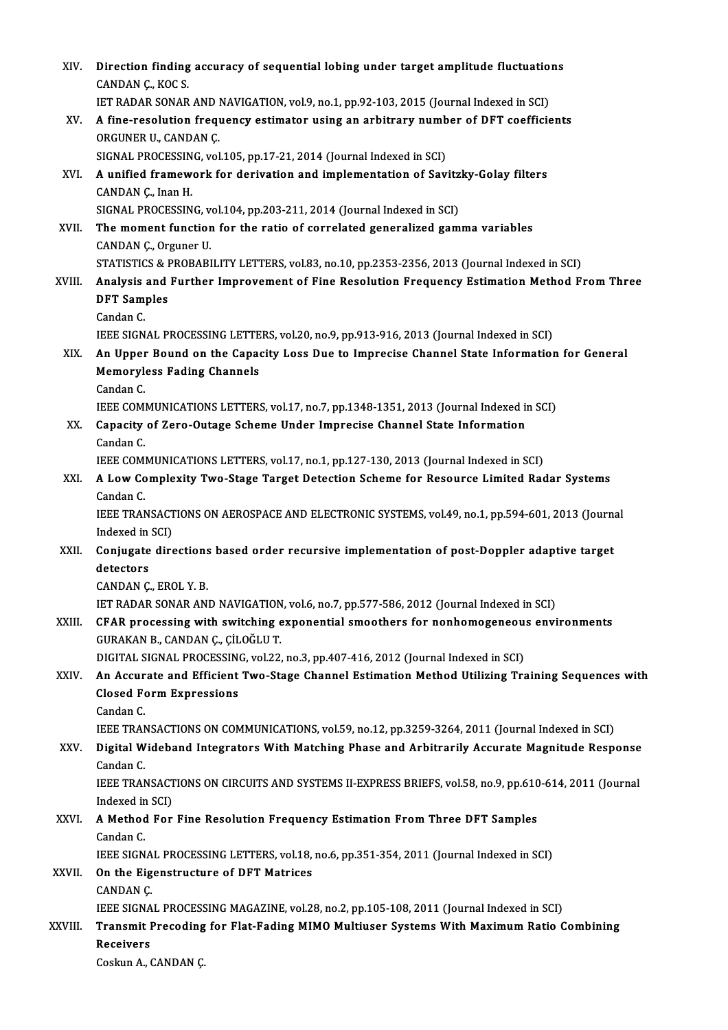XIV. **Direction finding accuracy of sequential lobing under target amplitude fluctuations**
CANDAN Ç., KOC S.
IET RADAR SONAR AND NAVIGATION, vol.9, no.1, pp.92-103, 2015 (Journal Indexed in SCI)

XV. **A fine-resolution frequency estimator using an arbitrary number of DFT coefficients**
ORGUNER U., CANDAN Ç.
SIGNAL PROCESSING, vol.105, pp.17-21, 2014 (Journal Indexed in SCI)

XVI. **A unified framework for derivation and implementation of Savitzky-Golay filters**
CANDAN Ç., Inan H.
SIGNAL PROCESSING, vol.104, pp.203-211, 2014 (Journal Indexed in SCI)

XVII. **The moment function for the ratio of correlated generalized gamma variables**
CANDAN Ç., Orguner U.
STATISTICS & PROBABILITY LETTERS, vol.83, no.10, pp.2353-2356, 2013 (Journal Indexed in SCI)

XVIII. **Analysis and Further Improvement of Fine Resolution Frequency Estimation Method From Three DFT Samples**
Candan C.
IEEE SIGNAL PROCESSING LETTERS, vol.20, no.9, pp.913-916, 2013 (Journal Indexed in SCI)

XIX. **An Upper Bound on the Capacity Loss Due to Imprecise Channel State Information for General Memoryless Fading Channels**
Candan C.
IEEE COMMUNICATIONS LETTERS, vol.17, no.7, pp.1348-1351, 2013 (Journal Indexed in SCI)

XX. **Capacity of Zero-Outage Scheme Under Imprecise Channel State Information**
Candan C.
IEEE COMMUNICATIONS LETTERS, vol.17, no.1, pp.127-130, 2013 (Journal Indexed in SCI)

XXI. **A Low Complexity Two-Stage Target Detection Scheme for Resource Limited Radar Systems**
Candan C.
IEEE TRANSACTIONS ON AEROSPACE AND ELECTRONIC SYSTEMS, vol.49, no.1, pp.594-601, 2013 (Journal Indexed in SCI)

XXII. **Conjugate directions based order recursive implementation of post-Doppler adaptive target detectors**
CANDAN Ç., EROL Y. B.
IET RADAR SONAR AND NAVIGATION, vol.6, no.7, pp.577-586, 2012 (Journal Indexed in SCI)

XXIII. **CFAR processing with switching exponential smoothers for nonhomogeneous environments**
GURAKAN B., CANDAN Ç., ÇİLOĞLU T.
DIGITAL SIGNAL PROCESSING, vol.22, no.3, pp.407-416, 2012 (Journal Indexed in SCI)

XXIV. **An Accurate and Efficient Two-Stage Channel Estimation Method Utilizing Training Sequences with Closed Form Expressions**
Candan C.
IEEE TRANSACTIONS ON COMMUNICATIONS, vol.59, no.12, pp.3259-3264, 2011 (Journal Indexed in SCI)

XXV. **Digital Wideband Integrators With Matching Phase and Arbitrarily Accurate Magnitude Response**
Candan C.
IEEE TRANSACTIONS ON CIRCUITS AND SYSTEMS II-EXPRESS BRIEFS, vol.58, no.9, pp.610-614, 2011 (Journal Indexed in SCI)

XXVI. **A Method For Fine Resolution Frequency Estimation From Three DFT Samples**
Candan C.
IEEE SIGNAL PROCESSING LETTERS, vol.18, no.6, pp.351-354, 2011 (Journal Indexed in SCI)

XXVII. **On the Eigenstructure of DFT Matrices**
CANDAN Ç.
IEEE SIGNAL PROCESSING MAGAZINE, vol.28, no.2, pp.105-108, 2011 (Journal Indexed in SCI)

XXVIII. **Transmit Precoding for Flat-Fading MIMO Multiuser Systems With Maximum Ratio Combining Receivers**
Coskun A., CANDAN Ç.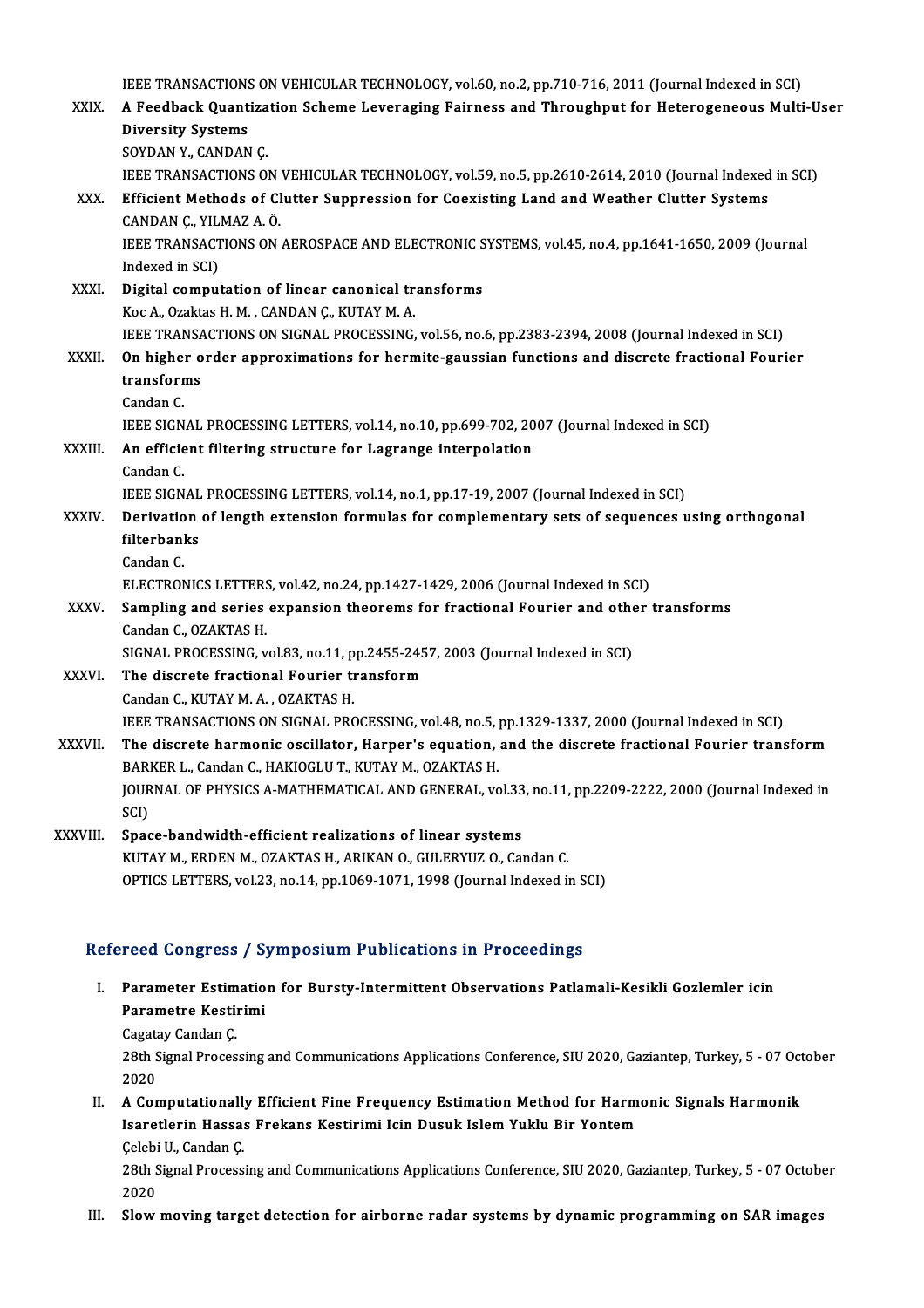IEEE TRANSACTIONS ON VEHICULAR TECHNOLOGY, vol.60, no.2, pp.710-716, 2011 (Journal Indexed in SCI)

XXIX. **A Feedback Quantization Scheme Leveraging Fairness and Throughput for Heterogeneous Multi-User Diversity Systems**
SOYDAN Y., CANDAN Ç.
IEEE TRANSACTIONS ON VEHICULAR TECHNOLOGY, vol.59, no.5, pp.2610-2614, 2010 (Journal Indexed in SCI)

XXX. **Efficient Methods of Clutter Suppression for Coexisting Land and Weather Clutter Systems**
CANDAN Ç., YILMAZ A. Ö.
IEEE TRANSACTIONS ON AEROSPACE AND ELECTRONIC SYSTEMS, vol.45, no.4, pp.1641-1650, 2009 (Journal Indexed in SCI)

XXXI. **Digital computation of linear canonical transforms**
Koc A., Ozaktas H. M. , CANDAN Ç., KUTAY M. A.
IEEE TRANSACTIONS ON SIGNAL PROCESSING, vol.56, no.6, pp.2383-2394, 2008 (Journal Indexed in SCI)

XXXII. **On higher order approximations for hermite-gaussian functions and discrete fractional Fourier transforms**
Candan C.
IEEE SIGNAL PROCESSING LETTERS, vol.14, no.10, pp.699-702, 2007 (Journal Indexed in SCI)

XXXIII. **An efficient filtering structure for Lagrange interpolation**
Candan C.
IEEE SIGNAL PROCESSING LETTERS, vol.14, no.1, pp.17-19, 2007 (Journal Indexed in SCI)

XXXIV. **Derivation of length extension formulas for complementary sets of sequences using orthogonal filterbanks**
Candan C.
ELECTRONICS LETTERS, vol.42, no.24, pp.1427-1429, 2006 (Journal Indexed in SCI)

XXXV. **Sampling and series expansion theorems for fractional Fourier and other transforms**
Candan C., OZAKTAS H.
SIGNAL PROCESSING, vol.83, no.11, pp.2455-2457, 2003 (Journal Indexed in SCI)

XXXVI. **The discrete fractional Fourier transform**
Candan C., KUTAY M. A. , OZAKTAS H.
IEEE TRANSACTIONS ON SIGNAL PROCESSING, vol.48, no.5, pp.1329-1337, 2000 (Journal Indexed in SCI)

XXXVII. **The discrete harmonic oscillator, Harper's equation, and the discrete fractional Fourier transform**
BARKER L., Candan C., HAKIOGLU T., KUTAY M., OZAKTAS H.
JOURNAL OF PHYSICS A-MATHEMATICAL AND GENERAL, vol.33, no.11, pp.2209-2222, 2000 (Journal Indexed in SCI)

XXXVIII. **Space-bandwidth-efficient realizations of linear systems**
KUTAY M., ERDEN M., OZAKTAS H., ARIKAN O., GULERYUZ O., Candan C.
OPTICS LETTERS, vol.23, no.14, pp.1069-1071, 1998 (Journal Indexed in SCI)

## Refereed Congress / Symposium Publications in Proceedings

I. **Parameter Estimation for Bursty-Intermittent Observations Patlamali-Kesikli Gozlemler icin Parametre Kestirimi**
Cagatay Candan Ç.
28th Signal Processing and Communications Applications Conference, SIU 2020, Gaziantep, Turkey, 5 - 07 October 2020

II. **A Computationally Efficient Fine Frequency Estimation Method for Harmonic Signals Harmonik Isaretlerin Hassas Frekans Kestirimi Icin Dusuk Islem Yuklu Bir Yontem**
Çelebi U., Candan Ç.
28th Signal Processing and Communications Applications Conference, SIU 2020, Gaziantep, Turkey, 5 - 07 October 2020

III. **Slow moving target detection for airborne radar systems by dynamic programming on SAR images**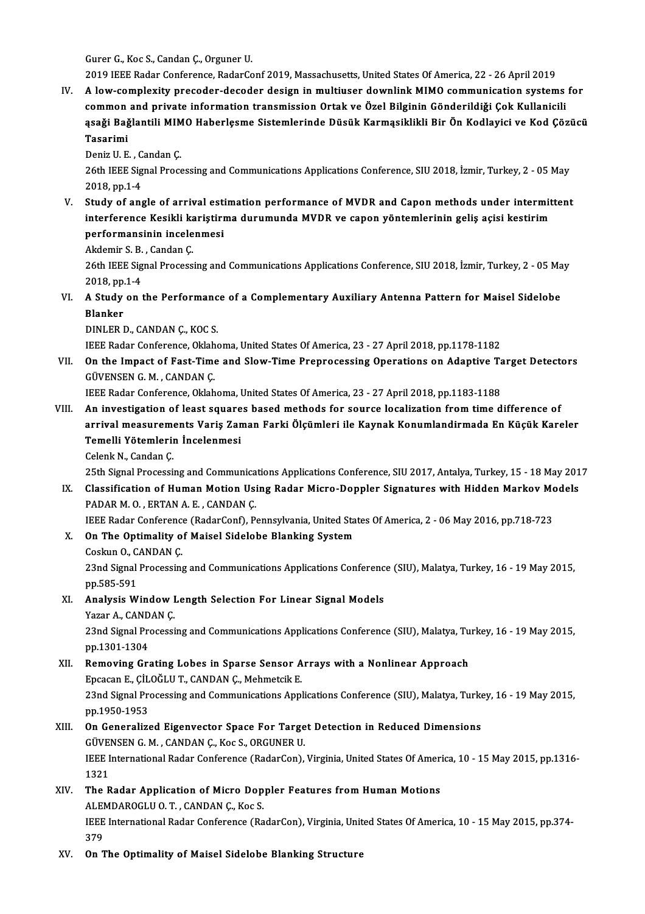Gurer G., Koc S., Candan Ç., Orguner U.

2019 IEEE Radar Conference, RadarConf 2019, Massachusetts, United States Of America, 22 - 26 April 2019

IV. **A low-complexity precoder-decoder design in multiuser downlink MIMO communication systems for common and private information transmission Ortak ve Özel Bilginin Gönderildiği Çok Kullanicili aşaği Bağlantili MIMO Haberleşme Sistemlerinde Düşük Karmaşiklikli Bir Ön Kodlayici ve Kod Çözücü Tasarimi**

Deniz U. E. , Candan Ç.

26th IEEE Signal Processing and Communications Applications Conference, SIU 2018, İzmir, Turkey, 2 - 05 May 2018, pp.1-4

V. **Study of angle of arrival estimation performance of MVDR and Capon methods under intermittent interference Kesikli kariştirma durumunda MVDR ve capon yöntemlerinin geliş açisi kestirim performansinin incelenmesi**

Akdemir S. B. , Candan Ç.

26th IEEE Signal Processing and Communications Applications Conference, SIU 2018, İzmir, Turkey, 2 - 05 May 2018, pp.1-4

VI. **A Study on the Performance of a Complementary Auxiliary Antenna Pattern for Maisel Sidelobe Blanker**

DINLER D., CANDAN Ç., KOC S.

IEEE Radar Conference, Oklahoma, United States Of America, 23 - 27 April 2018, pp.1178-1182

VII. **On the Impact of Fast-Time and Slow-Time Preprocessing Operations on Adaptive Target Detectors**

GÜVENSEN G. M. , CANDAN Ç.

IEEE Radar Conference, Oklahoma, United States Of America, 23 - 27 April 2018, pp.1183-1188

VIII. **An investigation of least squares based methods for source localization from time difference of arrival measurements Variş Zaman Farki Ölçümleri ile Kaynak Konumlandirmada En Küçük Kareler Temelli Yötemlerin İncelenmesi**

Celenk N., Candan Ç.

25th Signal Processing and Communications Applications Conference, SIU 2017, Antalya, Turkey, 15 - 18 May 2017

IX. **Classification of Human Motion Using Radar Micro-Doppler Signatures with Hidden Markov Models**

PADAR M. O. , ERTAN A. E. , CANDAN Ç.

IEEE Radar Conference (RadarConf), Pennsylvania, United States Of America, 2 - 06 May 2016, pp.718-723

X. **On The Optimality of Maisel Sidelobe Blanking System**

Coskun O., CANDAN Ç.

23nd Signal Processing and Communications Applications Conference (SIU), Malatya, Turkey, 16 - 19 May 2015, pp.585-591

XI. **Analysis Window Length Selection For Linear Signal Models**

Yazar A., CANDAN Ç.

23nd Signal Processing and Communications Applications Conference (SIU), Malatya, Turkey, 16 - 19 May 2015, pp.1301-1304

XII. **Removing Grating Lobes in Sparse Sensor Arrays with a Nonlinear Approach**

Epcacan E., ÇİLOĞLU T., CANDAN Ç., Mehmetcik E.

23nd Signal Processing and Communications Applications Conference (SIU), Malatya, Turkey, 16 - 19 May 2015, pp.1950-1953

XIII. **On Generalized Eigenvector Space For Target Detection in Reduced Dimensions**

GÜVENSEN G. M. , CANDAN Ç., Koc S., ORGUNER U.

IEEE International Radar Conference (RadarCon), Virginia, United States Of America, 10 - 15 May 2015, pp.1316-1321

XIV. **The Radar Application of Micro Doppler Features from Human Motions**

ALEMDAROGLU O. T. , CANDAN Ç., Koc S.

IEEE International Radar Conference (RadarCon), Virginia, United States Of America, 10 - 15 May 2015, pp.374-379

XV. **On The Optimality of Maisel Sidelobe Blanking Structure**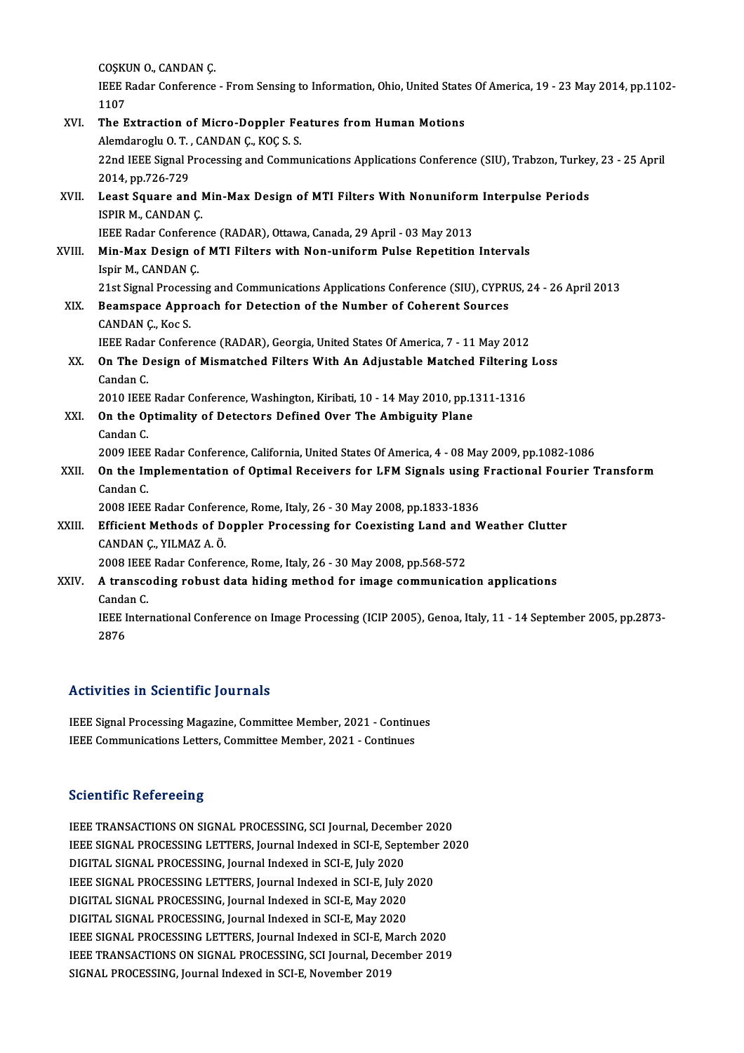COŞKUN O., CANDAN Ç.
IEEE Radar Conference - From Sensing to Information, Ohio, United States Of America, 19 - 23 May 2014, pp.1102-1107

XVI. **The Extraction of Micro-Doppler Features from Human Motions**
Alemdaroglu O. T. , CANDAN Ç., KOÇ S. S.
22nd IEEE Signal Processing and Communications Applications Conference (SIU), Trabzon, Turkey, 23 - 25 April 2014, pp.726-729

XVII. **Least Square and Min-Max Design of MTI Filters With Nonuniform Interpulse Periods**
ISPIR M., CANDAN Ç.
IEEE Radar Conference (RADAR), Ottawa, Canada, 29 April - 03 May 2013

XVIII. **Min-Max Design of MTI Filters with Non-uniform Pulse Repetition Intervals**
Ispir M., CANDAN Ç.
21st Signal Processing and Communications Applications Conference (SIU), CYPRUS, 24 - 26 April 2013

XIX. **Beamspace Approach for Detection of the Number of Coherent Sources**
CANDAN Ç., Koc S.
IEEE Radar Conference (RADAR), Georgia, United States Of America, 7 - 11 May 2012

XX. **On The Design of Mismatched Filters With An Adjustable Matched Filtering Loss**
Candan C.
2010 IEEE Radar Conference, Washington, Kiribati, 10 - 14 May 2010, pp.1311-1316

XXI. **On the Optimality of Detectors Defined Over The Ambiguity Plane**
Candan C.
2009 IEEE Radar Conference, California, United States Of America, 4 - 08 May 2009, pp.1082-1086

XXII. **On the Implementation of Optimal Receivers for LFM Signals using Fractional Fourier Transform**
Candan C.
2008 IEEE Radar Conference, Rome, Italy, 26 - 30 May 2008, pp.1833-1836

XXIII. **Efficient Methods of Doppler Processing for Coexisting Land and Weather Clutter**
CANDAN Ç., YILMAZ A. Ö.
2008 IEEE Radar Conference, Rome, Italy, 26 - 30 May 2008, pp.568-572

XXIV. **A transcoding robust data hiding method for image communication applications**
Candan C.
IEEE International Conference on Image Processing (ICIP 2005), Genoa, Italy, 11 - 14 September 2005, pp.2873-2876

## Activities in Scientific Journals

IEEE Signal Processing Magazine, Committee Member, 2021 - Continues
IEEE Communications Letters, Committee Member, 2021 - Continues

## Scientific Refereeing

IEEE TRANSACTIONS ON SIGNAL PROCESSING, SCI Journal, December 2020
IEEE SIGNAL PROCESSING LETTERS, Journal Indexed in SCI-E, September 2020
DIGITAL SIGNAL PROCESSING, Journal Indexed in SCI-E, July 2020
IEEE SIGNAL PROCESSING LETTERS, Journal Indexed in SCI-E, July 2020
DIGITAL SIGNAL PROCESSING, Journal Indexed in SCI-E, May 2020
DIGITAL SIGNAL PROCESSING, Journal Indexed in SCI-E, May 2020
IEEE SIGNAL PROCESSING LETTERS, Journal Indexed in SCI-E, March 2020
IEEE TRANSACTIONS ON SIGNAL PROCESSING, SCI Journal, December 2019
SIGNAL PROCESSING, Journal Indexed in SCI-E, November 2019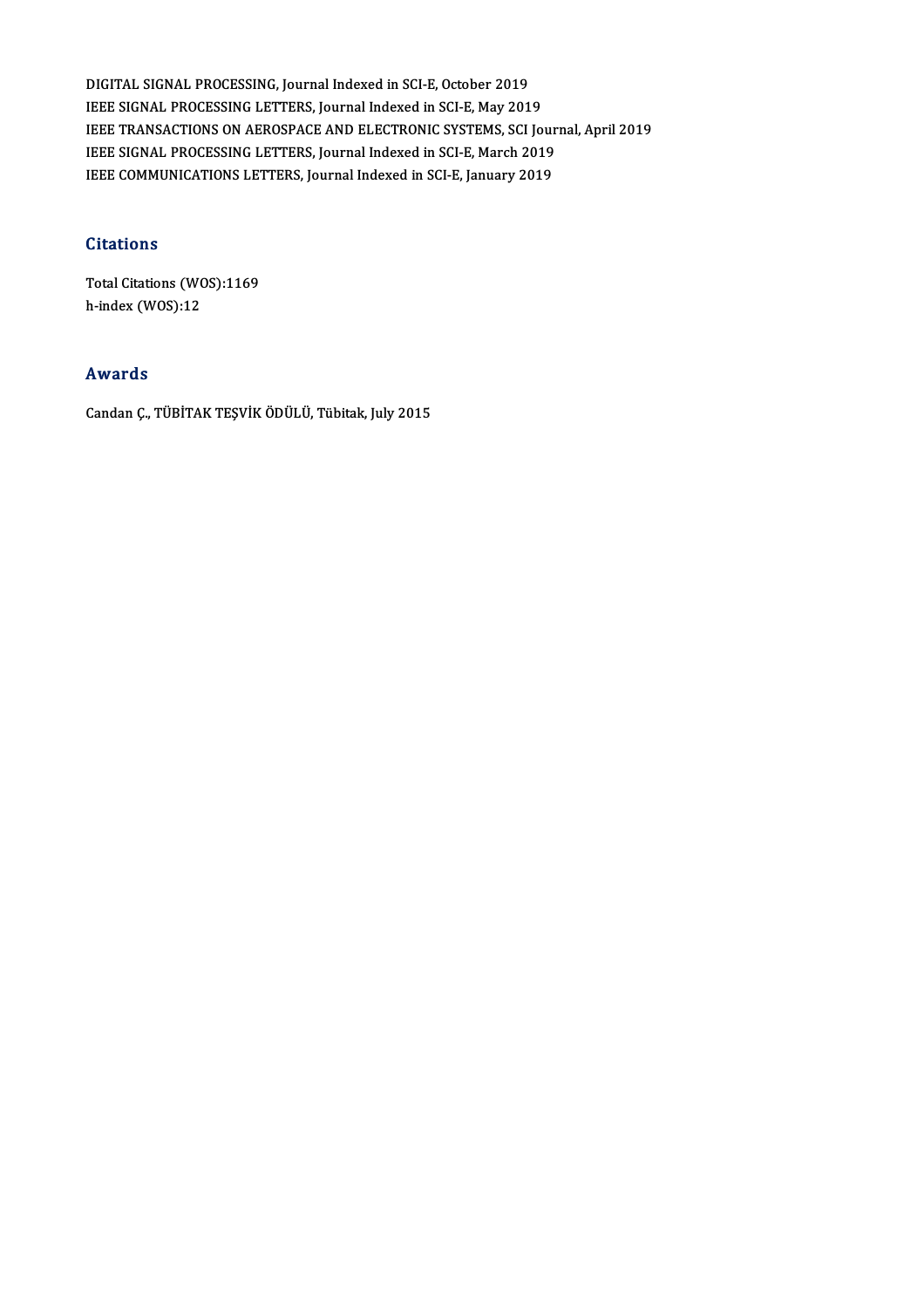DIGITAL SIGNAL PROCESSING, Journal Indexed in SCI-E, October 2019
IEEE SIGNAL PROCESSING LETTERS, Journal Indexed in SCI-E, May 2019
IEEE TRANSACTIONS ON AEROSPACE AND ELECTRONIC SYSTEMS, SCI Journal, April 2019
IEEE SIGNAL PROCESSING LETTERS, Journal Indexed in SCI-E, March 2019
IEEE COMMUNICATIONS LETTERS, Journal Indexed in SCI-E, January 2019

## Citations

Total Citations (WOS):1169
h-index (WOS):12

## Awards

Candan Ç., TÜBİTAK TEŞVİK ÖDÜLÜ, Tübitak, July 2015